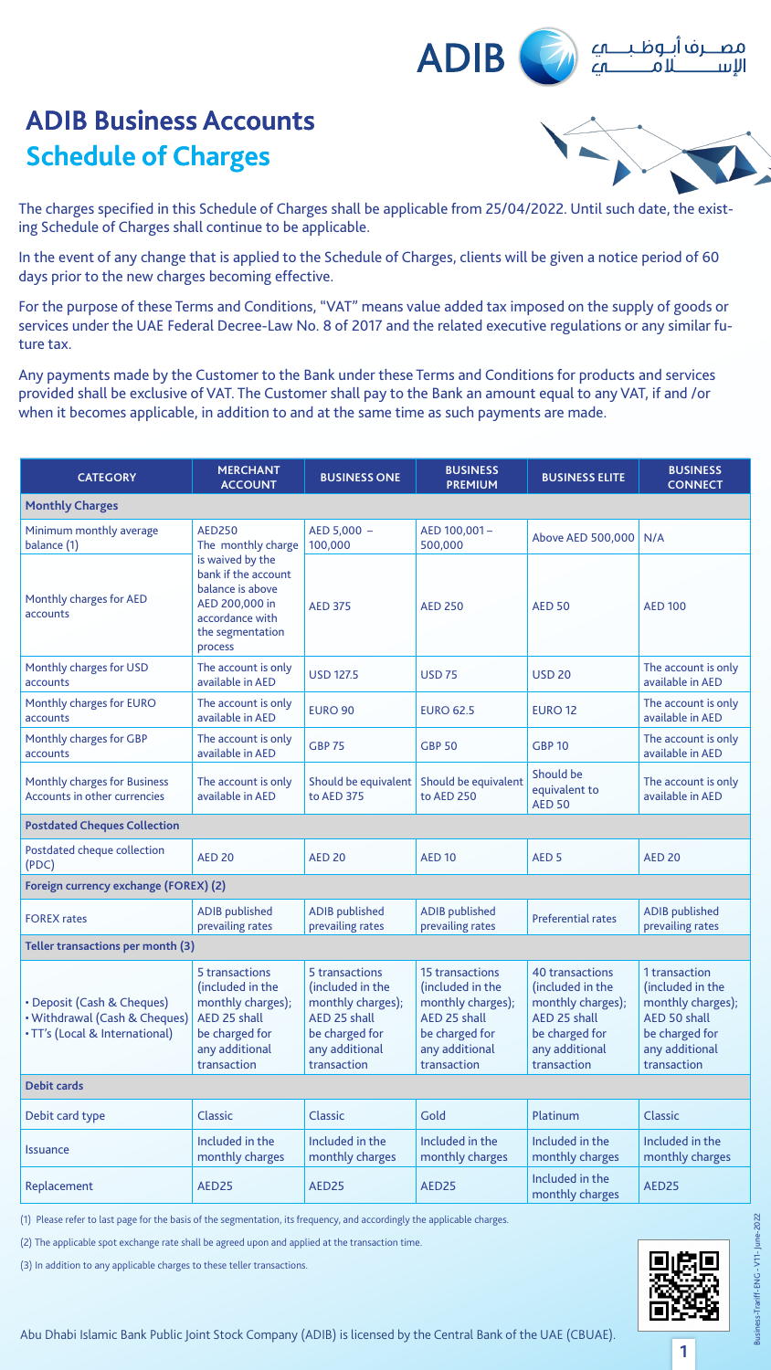# ADIB Business Accounts

## Schedule of Charges

The charges specified in this Schedule of Charges shall be applicable from 25/04/2022. Until such date, the existing Schedule of Charges shall continue to be applicable.

In the event of any change that is applied to the Schedule of Charges, clients will be given a notice period of 60 days prior to the new charges becoming effective.

For the purpose of these Terms and Conditions, "VAT" means value added tax imposed on the supply of goods or services under the UAE Federal Decree-Law No. 8 of 2017 and the related executive regulations or any similar future tax.

Any payments made by the Customer to the Bank under these Terms and Conditions for products and services provided shall be exclusive of VAT. The Customer shall pay to the Bank an amount equal to any VAT, if and /or when it becomes applicable, in addition to and at the same time as such payments are made.

| CATEGORY | MERCHANT ACCOUNT | BUSINESS ONE | BUSINESS PREMIUM | BUSINESS ELITE | BUSINESS CONNECT |
|---|---|---|---|---|---|
| **Monthly Charges** | | | | | |
| Minimum monthly average balance (1) | AED250 | AED 5,000 – 100,000 | AED 100,001 – 500,000 | Above AED 500,000 | N/A |
| Monthly charges for AED accounts | The monthly charge is waived by the bank if the account balance is above AED 200,000 in accordance with the segmentation process | AED 375 | AED 250 | AED 50 | AED 100 |
| Monthly charges for USD accounts | The account is only available in AED | USD 127.5 | USD 75 | USD 20 | The account is only available in AED |
| Monthly charges for EURO accounts | The account is only available in AED | EURO 90 | EURO 62.5 | EURO 12 | The account is only available in AED |
| Monthly charges for GBP accounts | The account is only available in AED | GBP 75 | GBP 50 | GBP 10 | The account is only available in AED |
| Monthly charges for Business Accounts in other currencies | The account is only available in AED | Should be equivalent to AED 375 | Should be equivalent to AED 250 | Should be equivalent to AED 50 | The account is only available in AED |
| **Postdated Cheques Collection** | | | | | |
| Postdated cheque collection (PDC) | AED 20 | AED 20 | AED 10 | AED 5 | AED 20 |
| **Foreign currency exchange (FOREX) (2)** | | | | | |
| FOREX rates | ADIB published prevailing rates | ADIB published prevailing rates | ADIB published prevailing rates | Preferential rates | ADIB published prevailing rates |
| **Teller transactions per month (3)** | | | | | |
| • Deposit (Cash & Cheques)<br>• Withdrawal (Cash & Cheques)<br>• TT's (Local & International) | 5 transactions (included in the monthly charges); AED 25 shall be charged for any additional transaction | 5 transactions (included in the monthly charges); AED 25 shall be charged for any additional transaction | 15 transactions (included in the monthly charges); AED 25 shall be charged for any additional transaction | 40 transactions (included in the monthly charges); AED 25 shall be charged for any additional transaction | 1 transaction (included in the monthly charges); AED 50 shall be charged for any additional transaction |
| **Debit cards** | | | | | |
| Debit card type | Classic | Classic | Gold | Platinum | Classic |
| Issuance | Included in the monthly charges | Included in the monthly charges | Included in the monthly charges | Included in the monthly charges | Included in the monthly charges |
| Replacement | AED25 | AED25 | AED25 | Included in the monthly charges | AED25 |

(1) Please refer to last page for the basis of the segmentation, its frequency, and accordingly the applicable charges.

(2) The applicable spot exchange rate shall be agreed upon and applied at the transaction time.

(3) In addition to any applicable charges to these teller transactions.

Abu Dhabi Islamic Bank Public Joint Stock Company (ADIB) is licensed by the Central Bank of the UAE (CBUAE).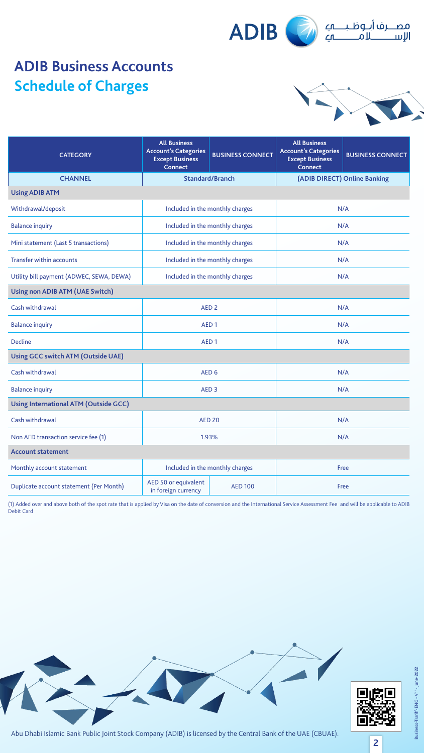# ADIB Business Accounts
## Schedule of Charges

| CATEGORY | All Business Account's Categories Except Business Connect | BUSINESS CONNECT | All Business Account's Categories Except Business Connect | BUSINESS CONNECT |
|---|---|---|---|---|
| **CHANNEL** | **Standard/Branch** | | **(ADIB DIRECT) Online Banking** | |
| **Using ADIB ATM** | | | | |
| Withdrawal/deposit | Included in the monthly charges | | N/A | |
| Balance inquiry | Included in the monthly charges | | N/A | |
| Mini statement (Last 5 transactions) | Included in the monthly charges | | N/A | |
| Transfer within accounts | Included in the monthly charges | | N/A | |
| Utility bill payment (ADWEC, SEWA, DEWA) | Included in the monthly charges | | N/A | |
| **Using non ADIB ATM (UAE Switch)** | | | | |
| Cash withdrawal | AED 2 | | N/A | |
| Balance inquiry | AED 1 | | N/A | |
| Decline | AED 1 | | N/A | |
| **Using GCC switch ATM (Outside UAE)** | | | | |
| Cash withdrawal | AED 6 | | N/A | |
| Balance inquiry | AED 3 | | N/A | |
| **Using International ATM (Outside GCC)** | | | | |
| Cash withdrawal | AED 20 | | N/A | |
| Non AED transaction service fee (1) | 1.93% | | N/A | |
| **Account statement** | | | | |
| Monthly account statement | Included in the monthly charges | | Free | |
| Duplicate account statement (Per Month) | AED 50 or equivalent in foreign currency | AED 100 | Free | |

(1) Added over and above both of the spot rate that is applied by Visa on the date of conversion and the International Service Assessment Fee and will be applicable to ADIB Debit Card

Abu Dhabi Islamic Bank Public Joint Stock Company (ADIB) is licensed by the Central Bank of the UAE (CBUAE).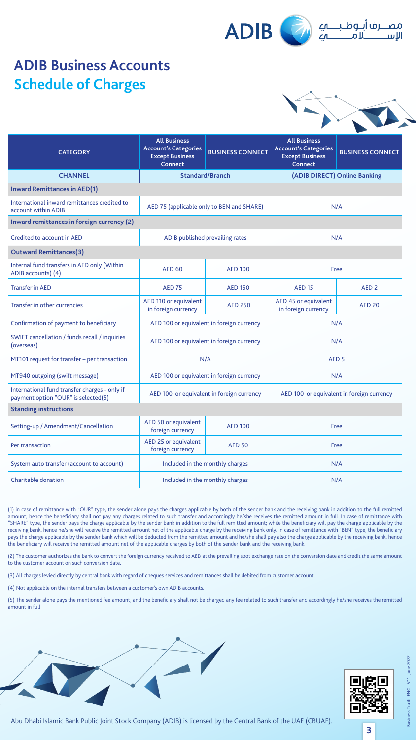# ADIB Business Accounts
## Schedule of Charges

| CATEGORY | All Business Account's Categories Except Business Connect | BUSINESS CONNECT | All Business Account's Categories Except Business Connect | BUSINESS CONNECT |
|---|---|---|---|---|
| **CHANNEL** | **Standard/Branch** | | **(ADIB DIRECT) Online Banking** | |
| **Inward Remittances in AED(1)** | | | | |
| International inward remittances credited to account within ADIB | AED 75 (applicable only to BEN and SHARE) | | N/A | |
| **Inward remittances in foreign currency (2)** | | | | |
| Credited to account in AED | ADIB published prevailing rates | | N/A | |
| **Outward Remittances(3)** | | | | |
| Internal fund transfers in AED only (Within ADIB accounts) (4) | AED 60 | AED 100 | Free | |
| Transfer in AED | AED 75 | AED 150 | AED 15 | AED 2 |
| Transfer in other currencies | AED 110 or equivalent in foreign currency | AED 250 | AED 45 or equivalent in foreign currency | AED 20 |
| Confirmation of payment to beneficiary | AED 100 or equivalent in foreign currency | | N/A | |
| SWIFT cancellation / funds recall / inquiries (overseas) | AED 100 or equivalent in foreign currency | | N/A | |
| MT101 request for transfer – per transaction | N/A | | AED 5 | |
| MT940 outgoing (swift message) | AED 100 or equivalent in foreign currency | | N/A | |
| International fund transfer charges - only if payment option "OUR" is selected(5) | AED 100 or equivalent in foreign currency | | AED 100 or equivalent in foreign currency | |
| **Standing instructions** | | | | |
| Setting-up / Amendment/Cancellation | AED 50 or equivalent foreign currency | AED 100 | Free | |
| Per transaction | AED 25 or equivalent foreign currency | AED 50 | Free | |
| System auto transfer (account to account) | Included in the monthly charges | | N/A | |
| Charitable donation | Included in the monthly charges | | N/A | |

(1) in case of remittance with "OUR" type, the sender alone pays the charges applicable by both of the sender bank and the receiving bank in addition to the full remitted amount; hence the beneficiary shall not pay any charges related to such transfer and accordingly he/she receives the remitted amount in full. In case of remittance with "SHARE" type, the sender pays the charge applicable by the sender bank in addition to the full remitted amount; while the beneficiary will pay the charge applicable by the receiving bank, hence he/she will receive the remitted amount net of the applicable charge by the receiving bank only. In case of remittance with "BEN" type, the beneficiary pays the charge applicable by the sender bank which will be deducted from the remitted amount and he/she shall pay also the charge applicable by the receiving bank, hence the beneficiary will receive the remitted amount net of the applicable charges by both of the sender bank and the receiving bank.

(2) The customer authorizes the bank to convert the foreign currency received to AED at the prevailing spot exchange rate on the conversion date and credit the same amount to the customer account on such conversion date.

(3) All charges levied directly by central bank with regard of cheques services and remittances shall be debited from customer account.

(4) Not applicable on the internal transfers between a customer's own ADIB accounts.

(5) The sender alone pays the mentioned fee amount, and the beneficiary shall not be charged any fee related to such transfer and accordingly he/she receives the remitted amount in full

Abu Dhabi Islamic Bank Public Joint Stock Company (ADIB) is licensed by the Central Bank of the UAE (CBUAE).

Business-Tariff-ENG - V11- June-2022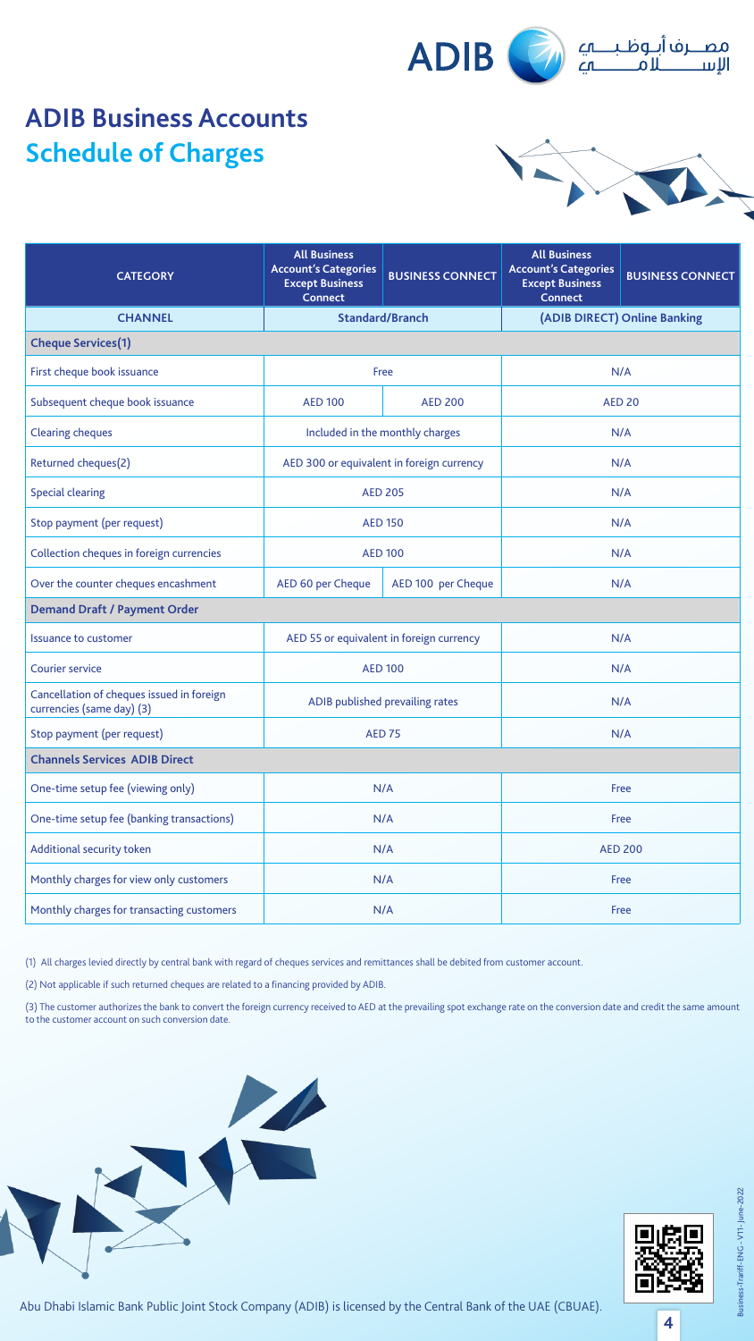# ADIB Business Accounts
## Schedule of Charges

| CATEGORY | All Business Account's Categories Except Business Connect | BUSINESS CONNECT | All Business Account's Categories Except Business Connect | BUSINESS CONNECT |
|---|---|---|---|---|
| **CHANNEL** | **Standard/Branch** | | **(ADIB DIRECT) Online Banking** | |
| **Cheque Services(1)** | | | | |
| First cheque book issuance | Free | | N/A | |
| Subsequent cheque book issuance | AED 100 | AED 200 | AED 20 | |
| Clearing cheques | Included in the monthly charges | | N/A | |
| Returned cheques(2) | AED 300 or equivalent in foreign currency | | N/A | |
| Special clearing | AED 205 | | N/A | |
| Stop payment (per request) | AED 150 | | N/A | |
| Collection cheques in foreign currencies | AED 100 | | N/A | |
| Over the counter cheques encashment | AED 60 per Cheque | AED 100 per Cheque | N/A | |
| **Demand Draft / Payment Order** | | | | |
| Issuance to customer | AED 55 or equivalent in foreign currency | | N/A | |
| Courier service | AED 100 | | N/A | |
| Cancellation of cheques issued in foreign currencies (same day) (3) | ADIB published prevailing rates | | N/A | |
| Stop payment (per request) | AED 75 | | N/A | |
| **Channels Services ADIB Direct** | | | | |
| One-time setup fee (viewing only) | N/A | | Free | |
| One-time setup fee (banking transactions) | N/A | | Free | |
| Additional security token | N/A | | AED 200 | |
| Monthly charges for view only customers | N/A | | Free | |
| Monthly charges for transacting customers | N/A | | Free | |

(1) All charges levied directly by central bank with regard of cheques services and remittances shall be debited from customer account.

(2) Not applicable if such returned cheques are related to a financing provided by ADIB.

(3) The customer authorizes the bank to convert the foreign currency received to AED at the prevailing spot exchange rate on the conversion date and credit the same amount to the customer account on such conversion date.

Abu Dhabi Islamic Bank Public Joint Stock Company (ADIB) is licensed by the Central Bank of the UAE (CBUAE).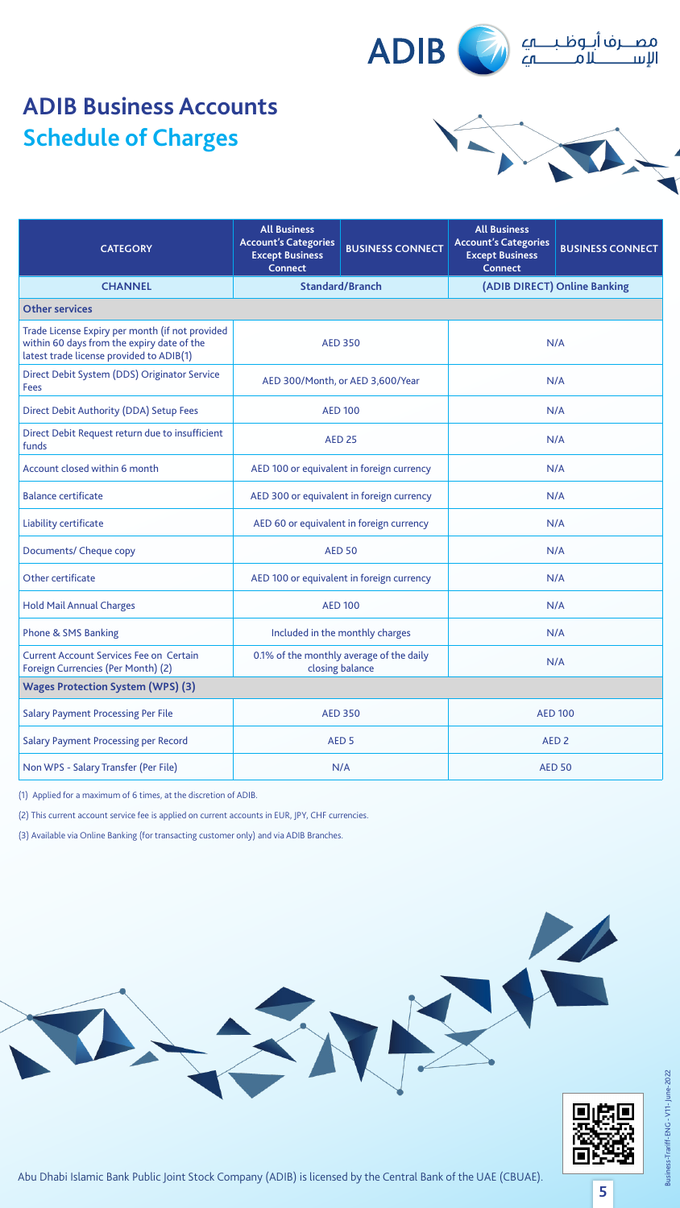# ADIB Business Accounts
## Schedule of Charges

| CATEGORY | All Business Account's Categories Except Business Connect | BUSINESS CONNECT | All Business Account's Categories Except Business Connect | BUSINESS CONNECT |
|---|---|---|---|---|
| **CHANNEL** | **Standard/Branch** | | **(ADIB DIRECT) Online Banking** | |
| **Other services** | | | | |
| Trade License Expiry per month (if not provided within 60 days from the expiry date of the latest trade license provided to ADIB(1) | AED 350 | | N/A | |
| Direct Debit System (DDS) Originator Service Fees | AED 300/Month, or AED 3,600/Year | | N/A | |
| Direct Debit Authority (DDA) Setup Fees | AED 100 | | N/A | |
| Direct Debit Request return due to insufficient funds | AED 25 | | N/A | |
| Account closed within 6 month | AED 100 or equivalent in foreign currency | | N/A | |
| Balance certificate | AED 300 or equivalent in foreign currency | | N/A | |
| Liability certificate | AED 60 or equivalent in foreign currency | | N/A | |
| Documents/ Cheque copy | AED 50 | | N/A | |
| Other certificate | AED 100 or equivalent in foreign currency | | N/A | |
| Hold Mail Annual Charges | AED 100 | | N/A | |
| Phone & SMS Banking | Included in the monthly charges | | N/A | |
| Current Account Services Fee on Certain Foreign Currencies (Per Month) (2) | 0.1% of the monthly average of the daily closing balance | | N/A | |
| **Wages Protection System (WPS) (3)** | | | | |
| Salary Payment Processing Per File | AED 350 | | AED 100 | |
| Salary Payment Processing per Record | AED 5 | | AED 2 | |
| Non WPS - Salary Transfer (Per File) | N/A | | AED 50 | |

(1) Applied for a maximum of 6 times, at the discretion of ADIB.

(2) This current account service fee is applied on current accounts in EUR, JPY, CHF currencies.

(3) Available via Online Banking (for transacting customer only) and via ADIB Branches.

Abu Dhabi Islamic Bank Public Joint Stock Company (ADIB) is licensed by the Central Bank of the UAE (CBUAE).

Business-Tariff-ENG - V11- June-2022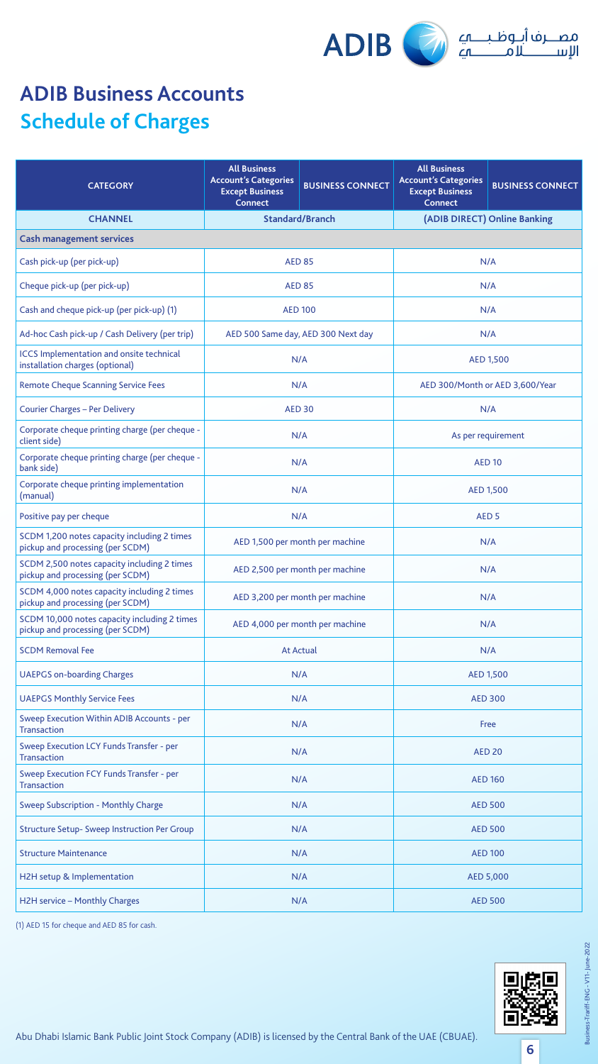# ADIB Business Accounts

## Schedule of Charges

| CATEGORY | All Business Account's Categories Except Business Connect | BUSINESS CONNECT | All Business Account's Categories Except Business Connect | BUSINESS CONNECT |
|---|---|---|---|---|
| **CHANNEL** | **Standard/Branch** | | **(ADIB DIRECT) Online Banking** | |
| **Cash management services** | | | | |
| Cash pick-up (per pick-up) | AED 85 | | N/A | |
| Cheque pick-up (per pick-up) | AED 85 | | N/A | |
| Cash and cheque pick-up (per pick-up) (1) | AED 100 | | N/A | |
| Ad-hoc Cash pick-up / Cash Delivery (per trip) | AED 500 Same day, AED 300 Next day | | N/A | |
| ICCS Implementation and onsite technical installation charges (optional) | N/A | | AED 1,500 | |
| Remote Cheque Scanning Service Fees | N/A | | AED 300/Month or AED 3,600/Year | |
| Courier Charges – Per Delivery | AED 30 | | N/A | |
| Corporate cheque printing charge (per cheque - client side) | N/A | | As per requirement | |
| Corporate cheque printing charge (per cheque - bank side) | N/A | | AED 10 | |
| Corporate cheque printing implementation (manual) | N/A | | AED 1,500 | |
| Positive pay per cheque | N/A | | AED 5 | |
| SCDM 1,200 notes capacity including 2 times pickup and processing (per SCDM) | AED 1,500 per month per machine | | N/A | |
| SCDM 2,500 notes capacity including 2 times pickup and processing (per SCDM) | AED 2,500 per month per machine | | N/A | |
| SCDM 4,000 notes capacity including 2 times pickup and processing (per SCDM) | AED 3,200 per month per machine | | N/A | |
| SCDM 10,000 notes capacity including 2 times pickup and processing (per SCDM) | AED 4,000 per month per machine | | N/A | |
| SCDM Removal Fee | At Actual | | N/A | |
| UAEPGS on-boarding Charges | N/A | | AED 1,500 | |
| UAEPGS Monthly Service Fees | N/A | | AED 300 | |
| Sweep Execution Within ADIB Accounts - per Transaction | N/A | | Free | |
| Sweep Execution LCY Funds Transfer - per Transaction | N/A | | AED 20 | |
| Sweep Execution FCY Funds Transfer - per Transaction | N/A | | AED 160 | |
| Sweep Subscription - Monthly Charge | N/A | | AED 500 | |
| Structure Setup- Sweep Instruction Per Group | N/A | | AED 500 | |
| Structure Maintenance | N/A | | AED 100 | |
| H2H setup & Implementation | N/A | | AED 5,000 | |
| H2H service – Monthly Charges | N/A | | AED 500 | |

(1) AED 15 for cheque and AED 85 for cash.

Abu Dhabi Islamic Bank Public Joint Stock Company (ADIB) is licensed by the Central Bank of the UAE (CBUAE).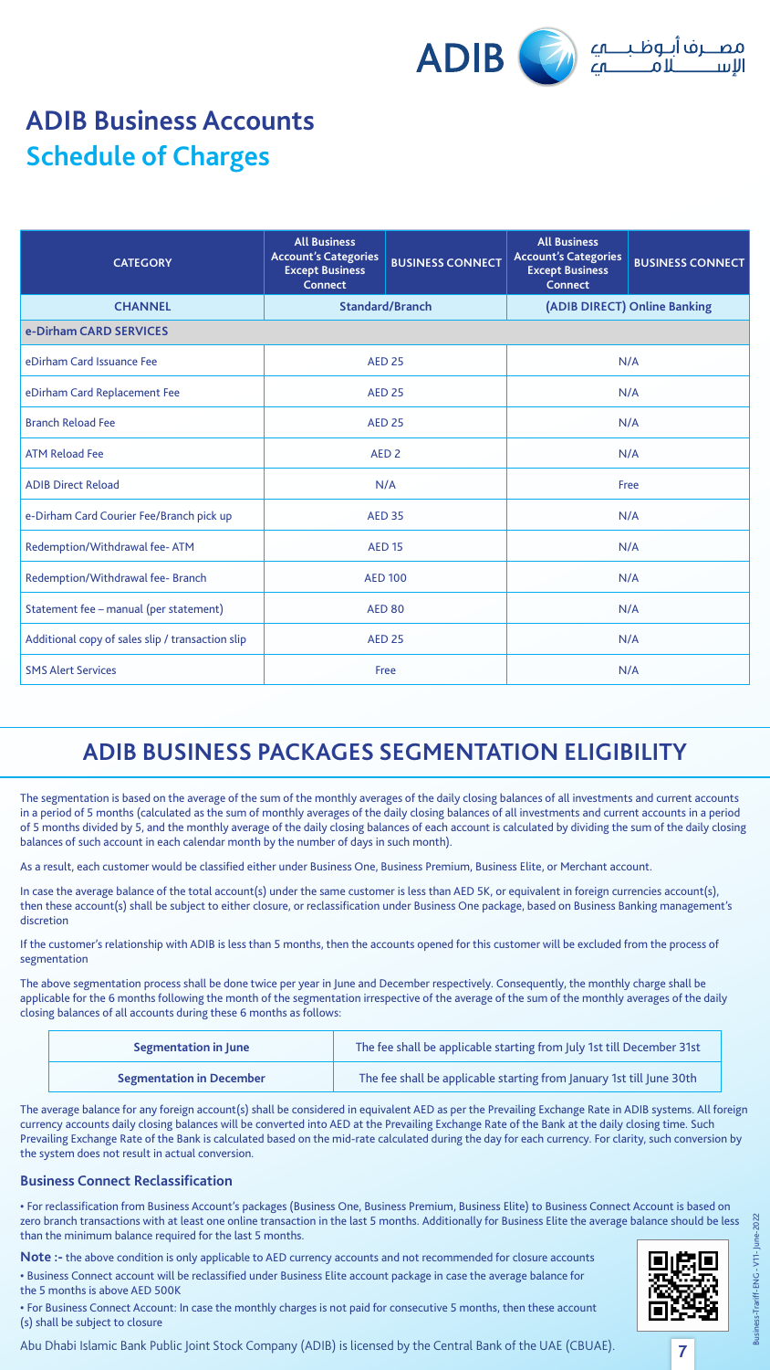# ADIB Business Accounts
## Schedule of Charges

| CATEGORY | All Business Account's Categories Except Business Connect | BUSINESS CONNECT | All Business Account's Categories Except Business Connect | BUSINESS CONNECT |
|---|---|---|---|---|
| **CHANNEL** | **Standard/Branch** | | **(ADIB DIRECT) Online Banking** | |
| **e-Dirham CARD SERVICES** | | | | |
| eDirham Card Issuance Fee | AED 25 | | N/A | |
| eDirham Card Replacement Fee | AED 25 | | N/A | |
| Branch Reload Fee | AED 25 | | N/A | |
| ATM Reload Fee | AED 2 | | N/A | |
| ADIB Direct Reload | N/A | | Free | |
| e-Dirham Card Courier Fee/Branch pick up | AED 35 | | N/A | |
| Redemption/Withdrawal fee- ATM | AED 15 | | N/A | |
| Redemption/Withdrawal fee- Branch | AED 100 | | N/A | |
| Statement fee – manual (per statement) | AED 80 | | N/A | |
| Additional copy of sales slip / transaction slip | AED 25 | | N/A | |
| SMS Alert Services | Free | | N/A | |

## ADIB BUSINESS PACKAGES SEGMENTATION ELIGIBILITY

The segmentation is based on the average of the sum of the monthly averages of the daily closing balances of all investments and current accounts in a period of 5 months (calculated as the sum of monthly averages of the daily closing balances of all investments and current accounts in a period of 5 months divided by 5, and the monthly average of the daily closing balances of each account is calculated by dividing the sum of the daily closing balances of such account in each calendar month by the number of days in such month).

As a result, each customer would be classified either under Business One, Business Premium, Business Elite, or Merchant account.

In case the average balance of the total account(s) under the same customer is less than AED 5K, or equivalent in foreign currencies account(s), then these account(s) shall be subject to either closure, or reclassification under Business One package, based on Business Banking management's discretion

If the customer's relationship with ADIB is less than 5 months, then the accounts opened for this customer will be excluded from the process of segmentation

The above segmentation process shall be done twice per year in June and December respectively. Consequently, the monthly charge shall be applicable for the 6 months following the month of the segmentation irrespective of the average of the sum of the monthly averages of the daily closing balances of all accounts during these 6 months as follows:

| | |
|---|---|
| **Segmentation in June** | The fee shall be applicable starting from July 1st till December 31st |
| **Segmentation in December** | The fee shall be applicable starting from January 1st till June 30th |

The average balance for any foreign account(s) shall be considered in equivalent AED as per the Prevailing Exchange Rate in ADIB systems. All foreign currency accounts daily closing balances will be converted into AED at the Prevailing Exchange Rate of the Bank at the daily closing time. Such Prevailing Exchange Rate of the Bank is calculated based on the mid-rate calculated during the day for each currency. For clarity, such conversion by the system does not result in actual conversion.

### Business Connect Reclassification

• For reclassification from Business Account's packages (Business One, Business Premium, Business Elite) to Business Connect Account is based on zero branch transactions with at least one online transaction in the last 5 months. Additionally for Business Elite the average balance should be less than the minimum balance required for the last 5 months.

**Note :-** the above condition is only applicable to AED currency accounts and not recommended for closure accounts

• Business Connect account will be reclassified under Business Elite account package in case the average balance for the 5 months is above AED 500K

• For Business Connect Account: In case the monthly charges is not paid for consecutive 5 months, then these account (s) shall be subject to closure

Abu Dhabi Islamic Bank Public Joint Stock Company (ADIB) is licensed by the Central Bank of the UAE (CBUAE).

Business-Tariff-ENG - V11- June-2022